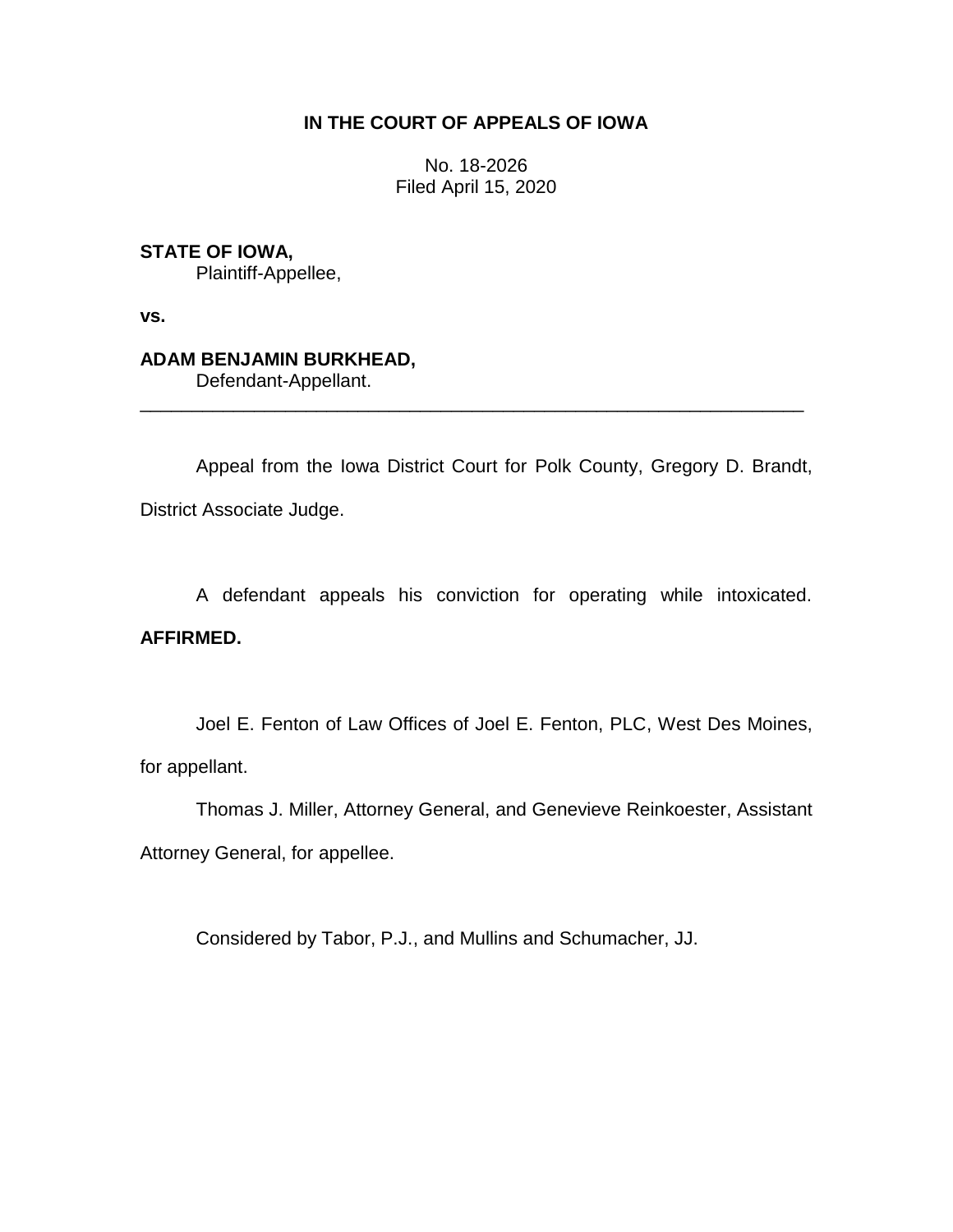**IN THE COURT OF APPEALS OF IOWA**

No. 18-2026
Filed April 15, 2020

**STATE OF IOWA,**
Plaintiff-Appellee,

**vs.**

**ADAM BENJAMIN BURKHEAD,**
Defendant-Appellant.

---

Appeal from the Iowa District Court for Polk County, Gregory D. Brandt, District Associate Judge.

A defendant appeals his conviction for operating while intoxicated. **AFFIRMED.**

Joel E. Fenton of Law Offices of Joel E. Fenton, PLC, West Des Moines, for appellant.

Thomas J. Miller, Attorney General, and Genevieve Reinkoester, Assistant Attorney General, for appellee.

Considered by Tabor, P.J., and Mullins and Schumacher, JJ.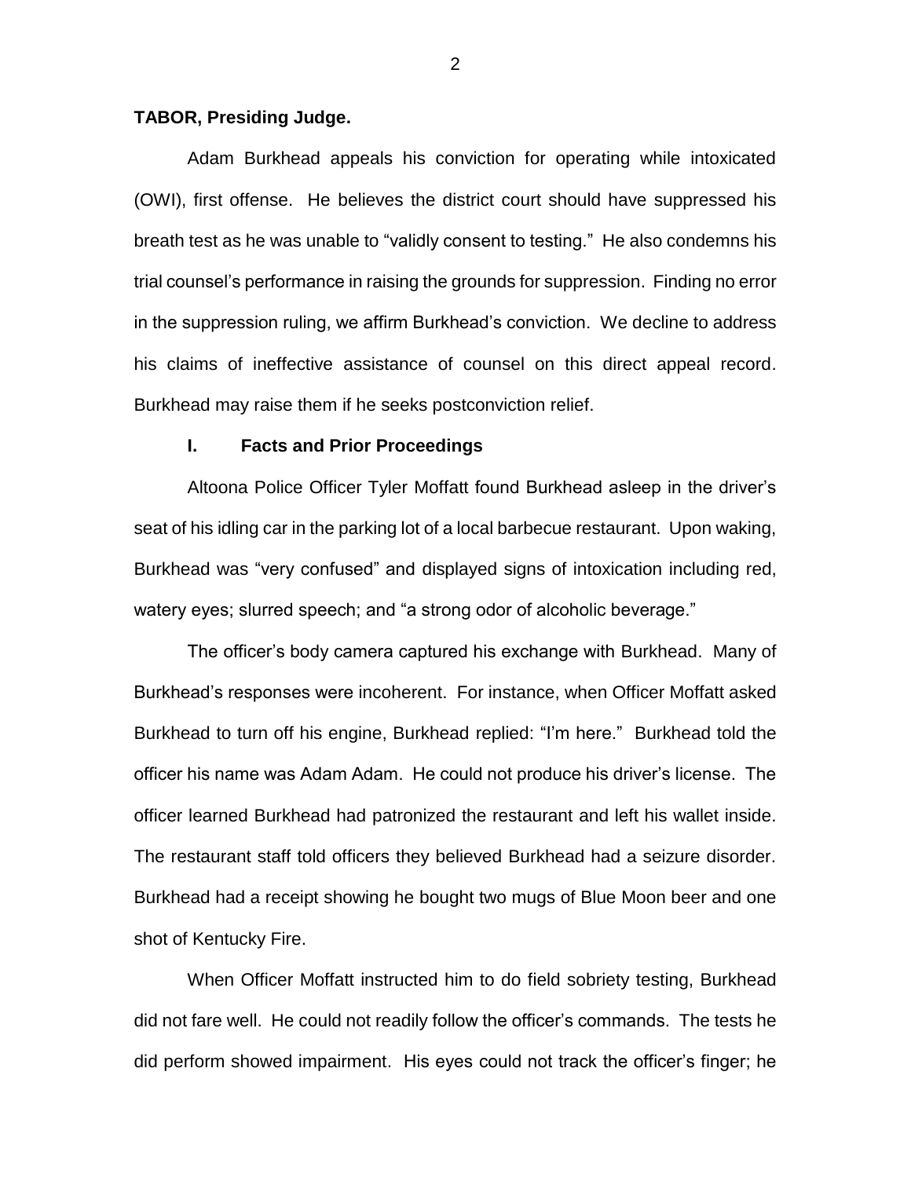**TABOR, Presiding Judge.**

Adam Burkhead appeals his conviction for operating while intoxicated (OWI), first offense. He believes the district court should have suppressed his breath test as he was unable to "validly consent to testing." He also condemns his trial counsel's performance in raising the grounds for suppression. Finding no error in the suppression ruling, we affirm Burkhead's conviction. We decline to address his claims of ineffective assistance of counsel on this direct appeal record. Burkhead may raise them if he seeks postconviction relief.

## I. Facts and Prior Proceedings

Altoona Police Officer Tyler Moffatt found Burkhead asleep in the driver's seat of his idling car in the parking lot of a local barbecue restaurant. Upon waking, Burkhead was "very confused" and displayed signs of intoxication including red, watery eyes; slurred speech; and "a strong odor of alcoholic beverage."

The officer's body camera captured his exchange with Burkhead. Many of Burkhead's responses were incoherent. For instance, when Officer Moffatt asked Burkhead to turn off his engine, Burkhead replied: "I'm here." Burkhead told the officer his name was Adam Adam. He could not produce his driver's license. The officer learned Burkhead had patronized the restaurant and left his wallet inside. The restaurant staff told officers they believed Burkhead had a seizure disorder. Burkhead had a receipt showing he bought two mugs of Blue Moon beer and one shot of Kentucky Fire.

When Officer Moffatt instructed him to do field sobriety testing, Burkhead did not fare well. He could not readily follow the officer's commands. The tests he did perform showed impairment. His eyes could not track the officer's finger; he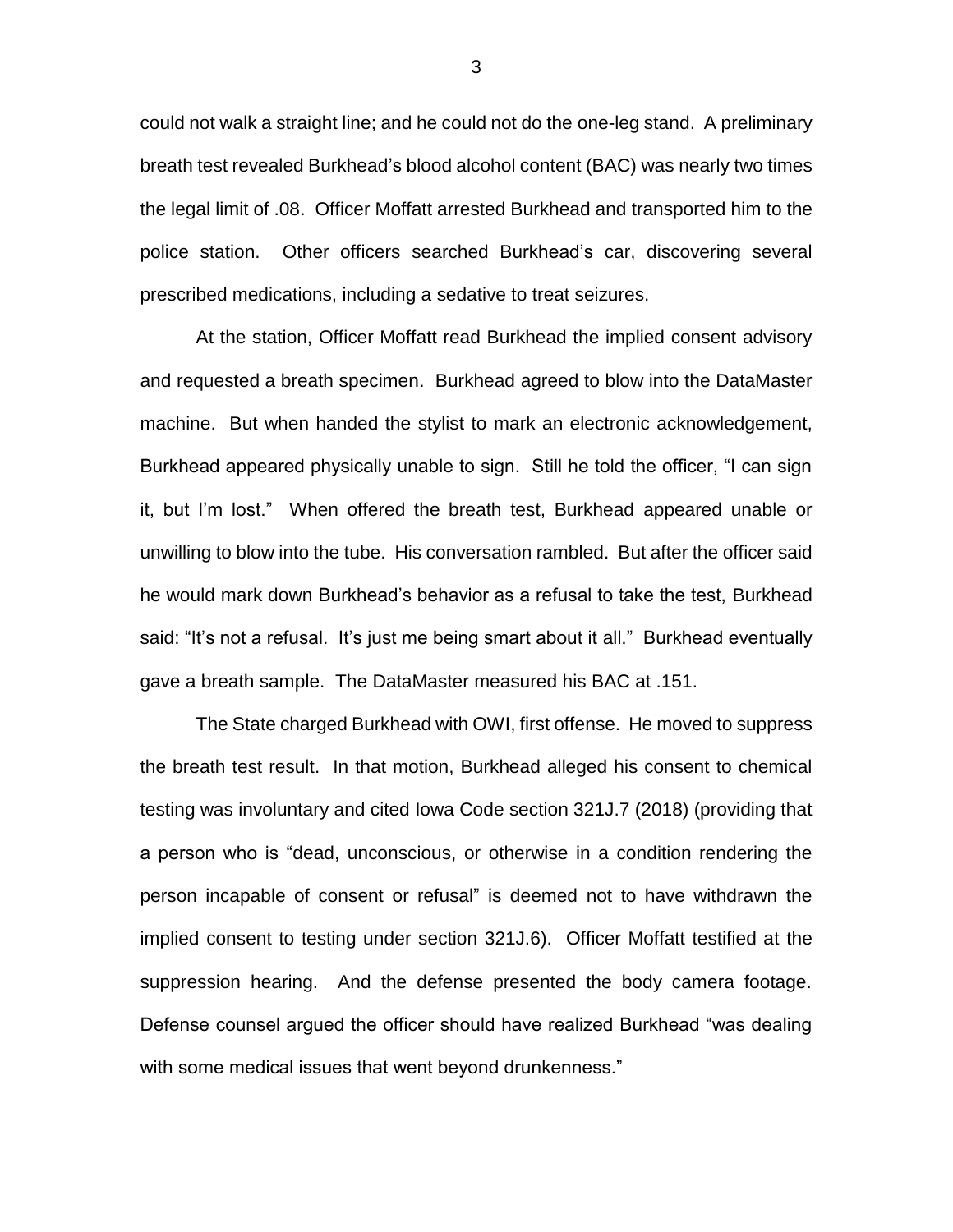could not walk a straight line; and he could not do the one-leg stand. A preliminary breath test revealed Burkhead's blood alcohol content (BAC) was nearly two times the legal limit of .08. Officer Moffatt arrested Burkhead and transported him to the police station. Other officers searched Burkhead's car, discovering several prescribed medications, including a sedative to treat seizures.

At the station, Officer Moffatt read Burkhead the implied consent advisory and requested a breath specimen. Burkhead agreed to blow into the DataMaster machine. But when handed the stylist to mark an electronic acknowledgement, Burkhead appeared physically unable to sign. Still he told the officer, "I can sign it, but I'm lost." When offered the breath test, Burkhead appeared unable or unwilling to blow into the tube. His conversation rambled. But after the officer said he would mark down Burkhead's behavior as a refusal to take the test, Burkhead said: "It's not a refusal. It's just me being smart about it all." Burkhead eventually gave a breath sample. The DataMaster measured his BAC at .151.

The State charged Burkhead with OWI, first offense. He moved to suppress the breath test result. In that motion, Burkhead alleged his consent to chemical testing was involuntary and cited Iowa Code section 321J.7 (2018) (providing that a person who is "dead, unconscious, or otherwise in a condition rendering the person incapable of consent or refusal" is deemed not to have withdrawn the implied consent to testing under section 321J.6). Officer Moffatt testified at the suppression hearing. And the defense presented the body camera footage. Defense counsel argued the officer should have realized Burkhead "was dealing with some medical issues that went beyond drunkenness."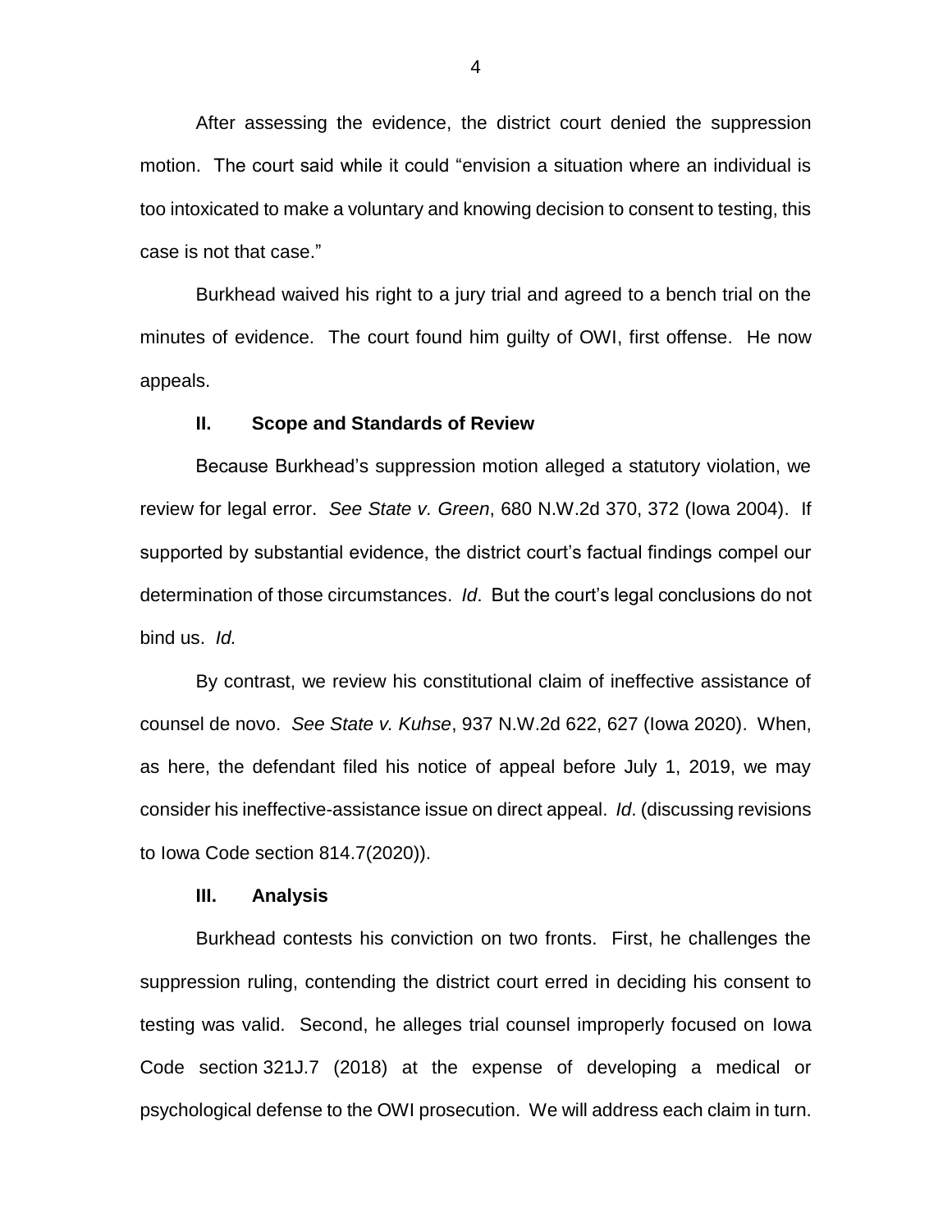After assessing the evidence, the district court denied the suppression motion. The court said while it could "envision a situation where an individual is too intoxicated to make a voluntary and knowing decision to consent to testing, this case is not that case."

Burkhead waived his right to a jury trial and agreed to a bench trial on the minutes of evidence. The court found him guilty of OWI, first offense. He now appeals.

## II. Scope and Standards of Review

Because Burkhead's suppression motion alleged a statutory violation, we review for legal error. *See State v. Green*, 680 N.W.2d 370, 372 (Iowa 2004). If supported by substantial evidence, the district court's factual findings compel our determination of those circumstances. *Id*. But the court's legal conclusions do not bind us. *Id.*

By contrast, we review his constitutional claim of ineffective assistance of counsel de novo. *See State v. Kuhse*, 937 N.W.2d 622, 627 (Iowa 2020). When, as here, the defendant filed his notice of appeal before July 1, 2019, we may consider his ineffective-assistance issue on direct appeal. *Id*. (discussing revisions to Iowa Code section 814.7(2020)).

## III. Analysis

Burkhead contests his conviction on two fronts. First, he challenges the suppression ruling, contending the district court erred in deciding his consent to testing was valid. Second, he alleges trial counsel improperly focused on Iowa Code section 321J.7 (2018) at the expense of developing a medical or psychological defense to the OWI prosecution. We will address each claim in turn.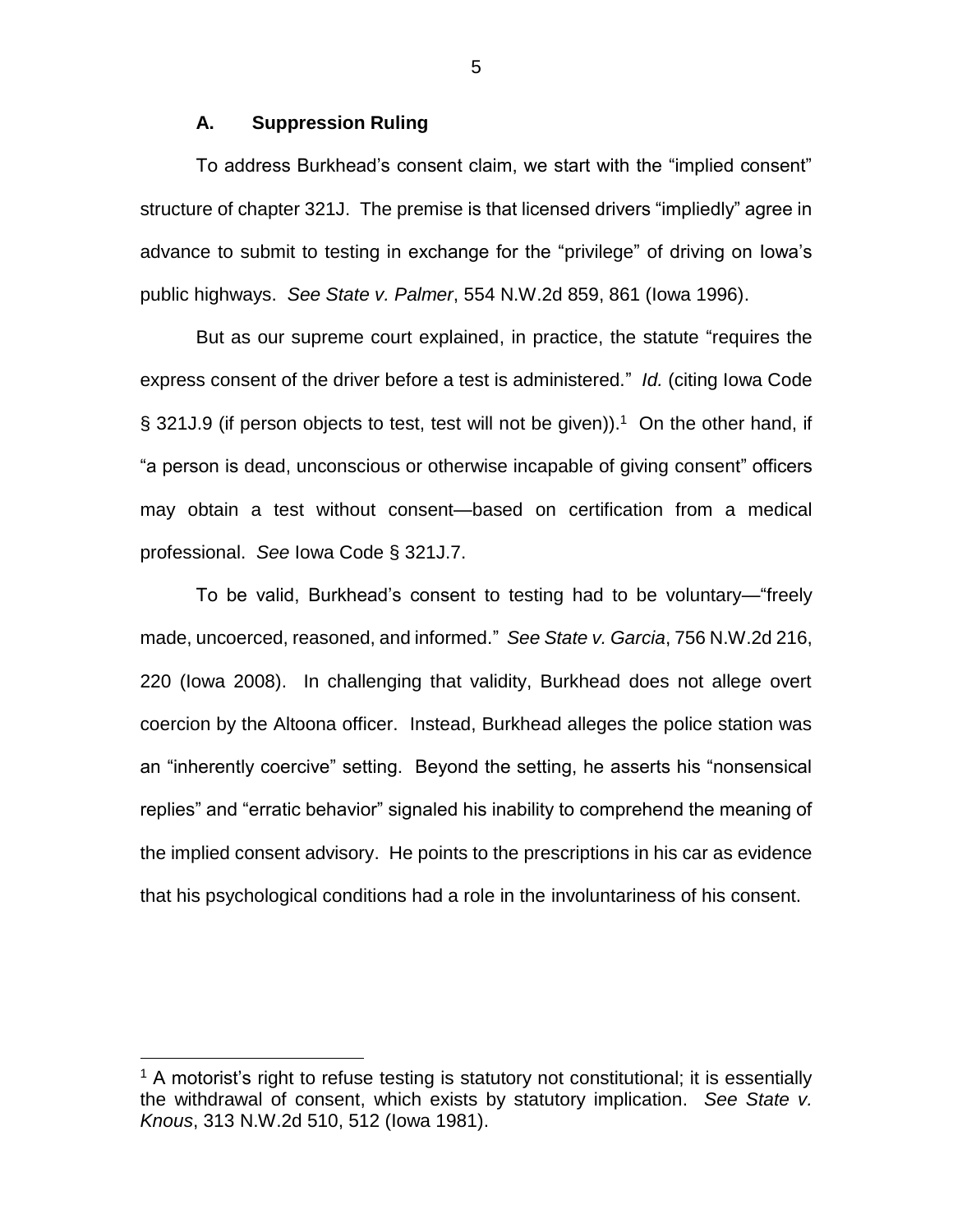### A. Suppression Ruling

To address Burkhead's consent claim, we start with the "implied consent" structure of chapter 321J. The premise is that licensed drivers "impliedly" agree in advance to submit to testing in exchange for the "privilege" of driving on Iowa's public highways. *See State v. Palmer*, 554 N.W.2d 859, 861 (Iowa 1996).

But as our supreme court explained, in practice, the statute "requires the express consent of the driver before a test is administered." *Id.* (citing Iowa Code § 321J.9 (if person objects to test, test will not be given)).[1] On the other hand, if "a person is dead, unconscious or otherwise incapable of giving consent" officers may obtain a test without consent—based on certification from a medical professional. *See* Iowa Code § 321J.7.

To be valid, Burkhead's consent to testing had to be voluntary—"freely made, uncoerced, reasoned, and informed." *See State v. Garcia*, 756 N.W.2d 216, 220 (Iowa 2008). In challenging that validity, Burkhead does not allege overt coercion by the Altoona officer. Instead, Burkhead alleges the police station was an "inherently coercive" setting. Beyond the setting, he asserts his "nonsensical replies" and "erratic behavior" signaled his inability to comprehend the meaning of the implied consent advisory. He points to the prescriptions in his car as evidence that his psychological conditions had a role in the involuntariness of his consent.

---

[1] A motorist's right to refuse testing is statutory not constitutional; it is essentially the withdrawal of consent, which exists by statutory implication. *See State v. Knous*, 313 N.W.2d 510, 512 (Iowa 1981).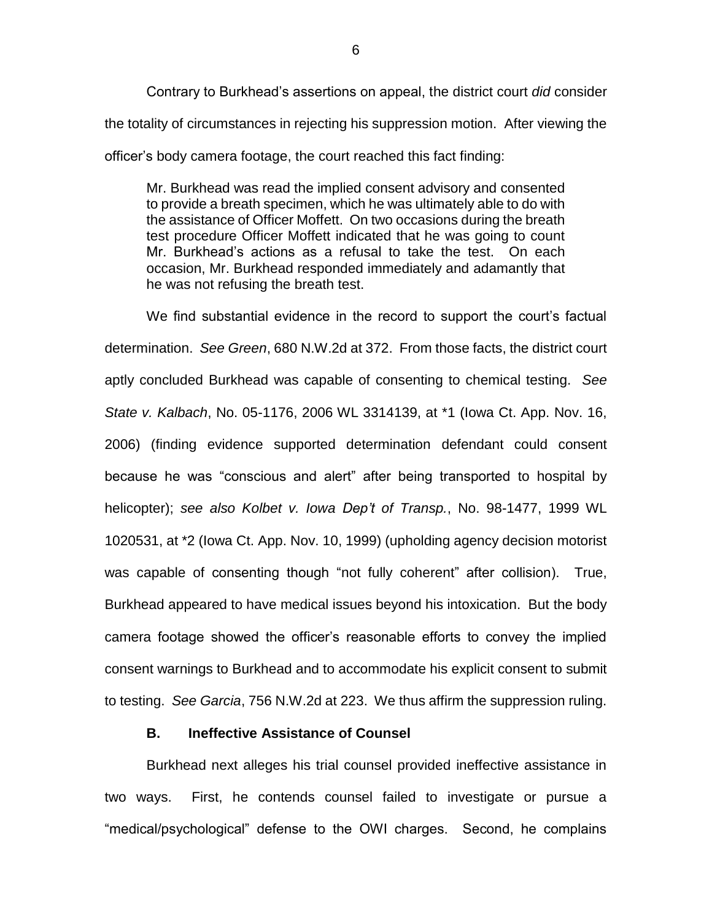Contrary to Burkhead's assertions on appeal, the district court *did* consider the totality of circumstances in rejecting his suppression motion. After viewing the officer's body camera footage, the court reached this fact finding:

> Mr. Burkhead was read the implied consent advisory and consented to provide a breath specimen, which he was ultimately able to do with the assistance of Officer Moffett. On two occasions during the breath test procedure Officer Moffett indicated that he was going to count Mr. Burkhead's actions as a refusal to take the test. On each occasion, Mr. Burkhead responded immediately and adamantly that he was not refusing the breath test.

We find substantial evidence in the record to support the court's factual determination. *See Green*, 680 N.W.2d at 372. From those facts, the district court aptly concluded Burkhead was capable of consenting to chemical testing. *See State v. Kalbach*, No. 05-1176, 2006 WL 3314139, at *1 (Iowa Ct. App. Nov. 16, 2006) (finding evidence supported determination defendant could consent because he was "conscious and alert" after being transported to hospital by helicopter); *see also Kolbet v. Iowa Dep't of Transp.*, No. 98-1477, 1999 WL 1020531, at *2 (Iowa Ct. App. Nov. 10, 1999) (upholding agency decision motorist was capable of consenting though "not fully coherent" after collision). True, Burkhead appeared to have medical issues beyond his intoxication. But the body camera footage showed the officer's reasonable efforts to convey the implied consent warnings to Burkhead and to accommodate his explicit consent to submit to testing. *See Garcia*, 756 N.W.2d at 223. We thus affirm the suppression ruling.

### B. Ineffective Assistance of Counsel

Burkhead next alleges his trial counsel provided ineffective assistance in two ways. First, he contends counsel failed to investigate or pursue a "medical/psychological" defense to the OWI charges. Second, he complains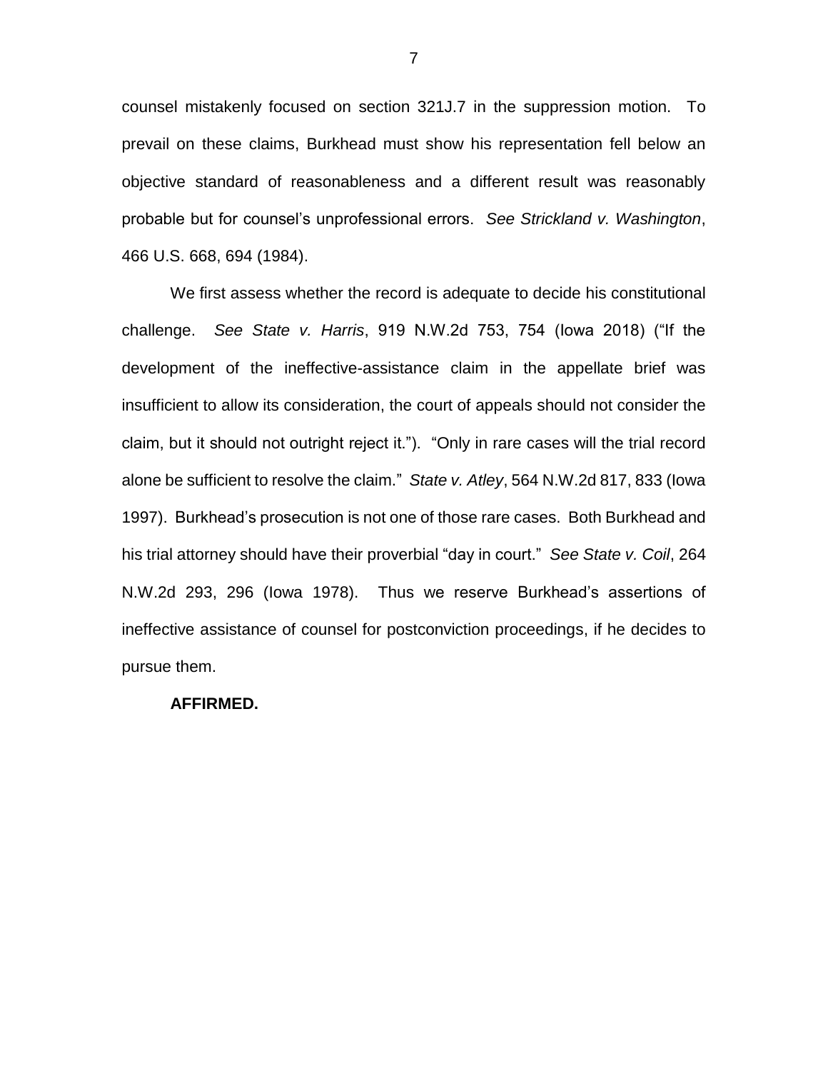counsel mistakenly focused on section 321J.7 in the suppression motion. To prevail on these claims, Burkhead must show his representation fell below an objective standard of reasonableness and a different result was reasonably probable but for counsel's unprofessional errors. *See Strickland v. Washington*, 466 U.S. 668, 694 (1984).

We first assess whether the record is adequate to decide his constitutional challenge. *See State v. Harris*, 919 N.W.2d 753, 754 (Iowa 2018) ("If the development of the ineffective-assistance claim in the appellate brief was insufficient to allow its consideration, the court of appeals should not consider the claim, but it should not outright reject it."). "Only in rare cases will the trial record alone be sufficient to resolve the claim." *State v. Atley*, 564 N.W.2d 817, 833 (Iowa 1997). Burkhead's prosecution is not one of those rare cases. Both Burkhead and his trial attorney should have their proverbial "day in court." *See State v. Coil*, 264 N.W.2d 293, 296 (Iowa 1978). Thus we reserve Burkhead's assertions of ineffective assistance of counsel for postconviction proceedings, if he decides to pursue them.

**AFFIRMED.**